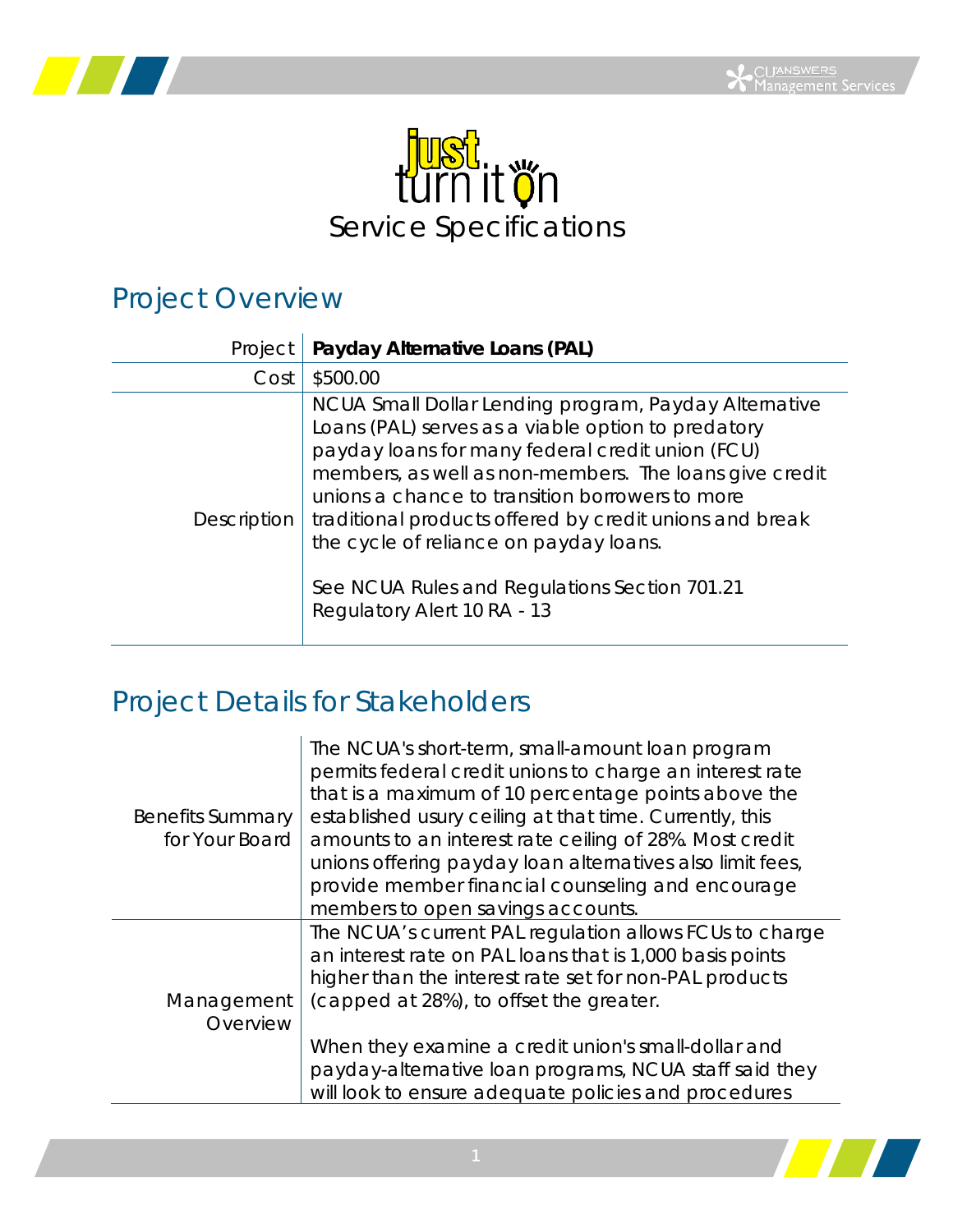# just turn it on

## Service Specifications

## Project Overview

| Project | **Payday Alternative Loans (PAL)** |
|---|---|
| Cost | $500.00 |
| Description | NCUA Small Dollar Lending program, Payday Alternative Loans (PAL) serves as a viable option to predatory payday loans for many federal credit union (FCU) members, as well as non-members. The loans give credit unions a chance to transition borrowers to more traditional products offered by credit unions and break the cycle of reliance on payday loans.<br><br>See NCUA Rules and Regulations Section 701.21<br>Regulatory Alert 10 RA - 13 |

## Project Details for Stakeholders

| | |
|---|---|
| Benefits Summary for Your Board | The NCUA's short-term, small-amount loan program permits federal credit unions to charge an interest rate that is a maximum of 10 percentage points above the established usury ceiling at that time. Currently, this amounts to an interest rate ceiling of 28%. Most credit unions offering payday loan alternatives also limit fees, provide member financial counseling and encourage members to open savings accounts. |
| Management Overview | The NCUA's current PAL regulation allows FCUs to charge an interest rate on PAL loans that is 1,000 basis points higher than the interest rate set for non-PAL products (capped at 28%), to offset the greater.<br><br>When they examine a credit union's small-dollar and payday-alternative loan programs, NCUA staff said they will look to ensure adequate policies and procedures |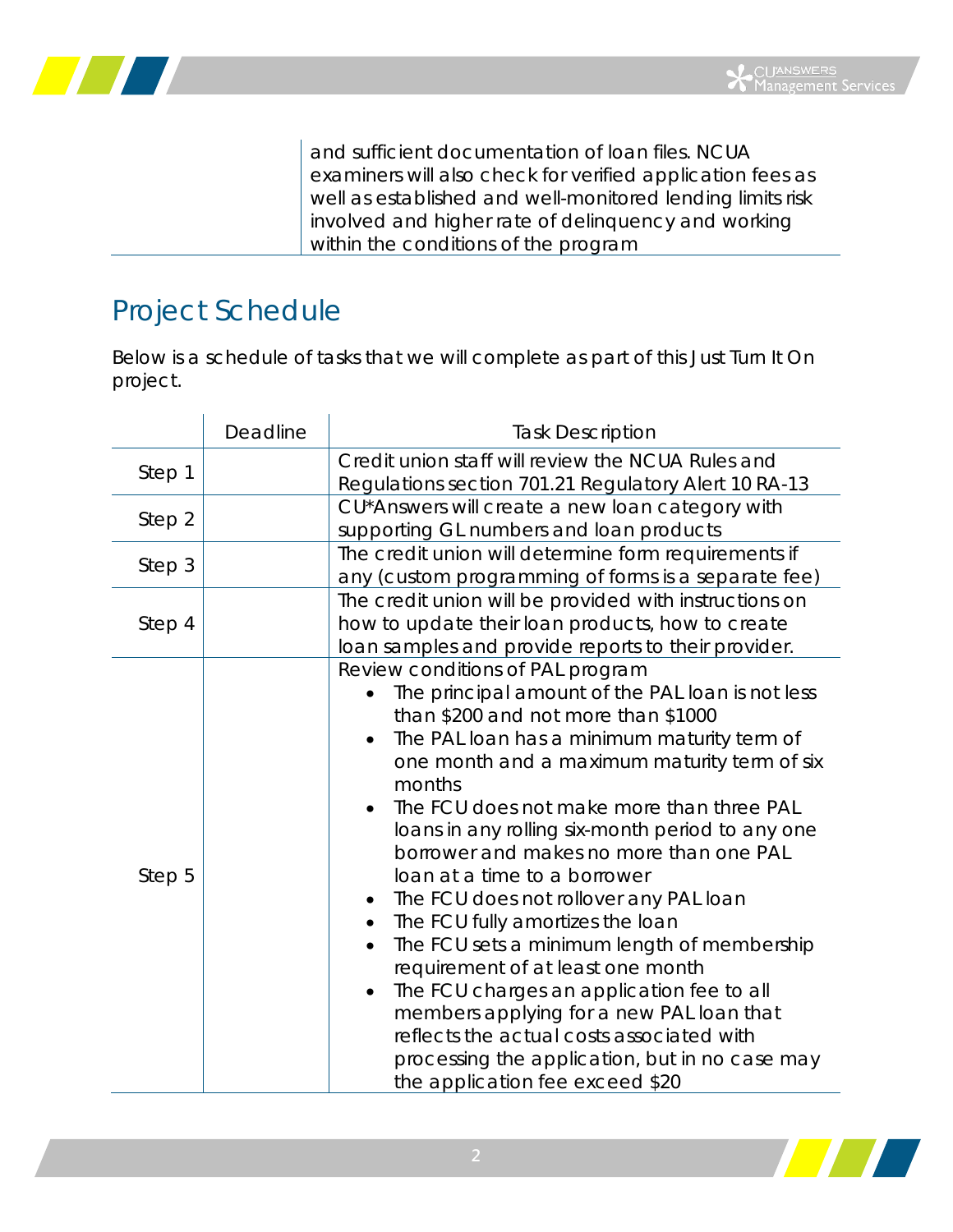| | and sufficient documentation of loan files. NCUA examiners will also check for verified application fees as well as established and well-monitored lending limits risk involved and higher rate of delinquency and working within the conditions of the program |
|---|---|

## Project Schedule

Below is a schedule of tasks that we will complete as part of this Just Turn It On project.

| | Deadline | Task Description |
|---|---|---|
| Step 1 | | Credit union staff will review the NCUA Rules and Regulations section 701.21 Regulatory Alert 10 RA-13 |
| Step 2 | | CU*Answers will create a new loan category with supporting GL numbers and loan products |
| Step 3 | | The credit union will determine form requirements if any (custom programming of forms is a separate fee) |
| Step 4 | | The credit union will be provided with instructions on how to update their loan products, how to create loan samples and provide reports to their provider. |
| Step 5 | | Review conditions of PAL program<br>• The principal amount of the PAL loan is not less than $200 and not more than $1000<br>• The PAL loan has a minimum maturity term of one month and a maximum maturity term of six months<br>• The FCU does not make more than three PAL loans in any rolling six-month period to any one borrower and makes no more than one PAL loan at a time to a borrower<br>• The FCU does not rollover any PAL loan<br>• The FCU fully amortizes the loan<br>• The FCU sets a minimum length of membership requirement of at least one month<br>• The FCU charges an application fee to all members applying for a new PAL loan that reflects the actual costs associated with processing the application, but in no case may the application fee exceed $20 |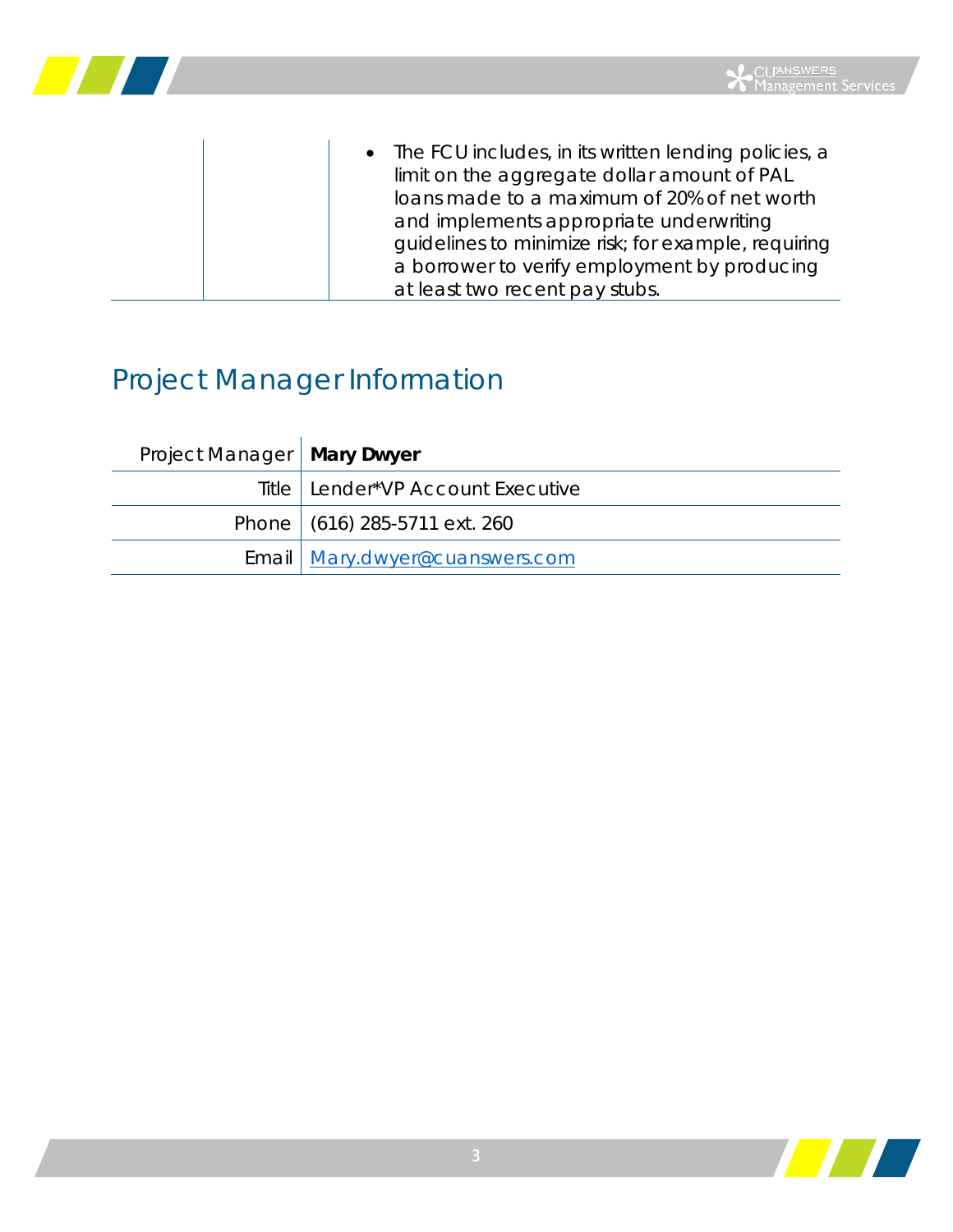| | | |
|---|---|---|
| | | • The FCU includes, in its written lending policies, a limit on the aggregate dollar amount of PAL loans made to a maximum of 20% of net worth and implements appropriate underwriting guidelines to minimize risk; for example, requiring a borrower to verify employment by producing at least two recent pay stubs. |

## Project Manager Information

| | |
|---|---|
| Project Manager | **Mary Dwyer** |
| Title | Lender*VP Account Executive |
| Phone | (616) 285-5711 ext. 260 |
| Email | Mary.dwyer@cuanswers.com |